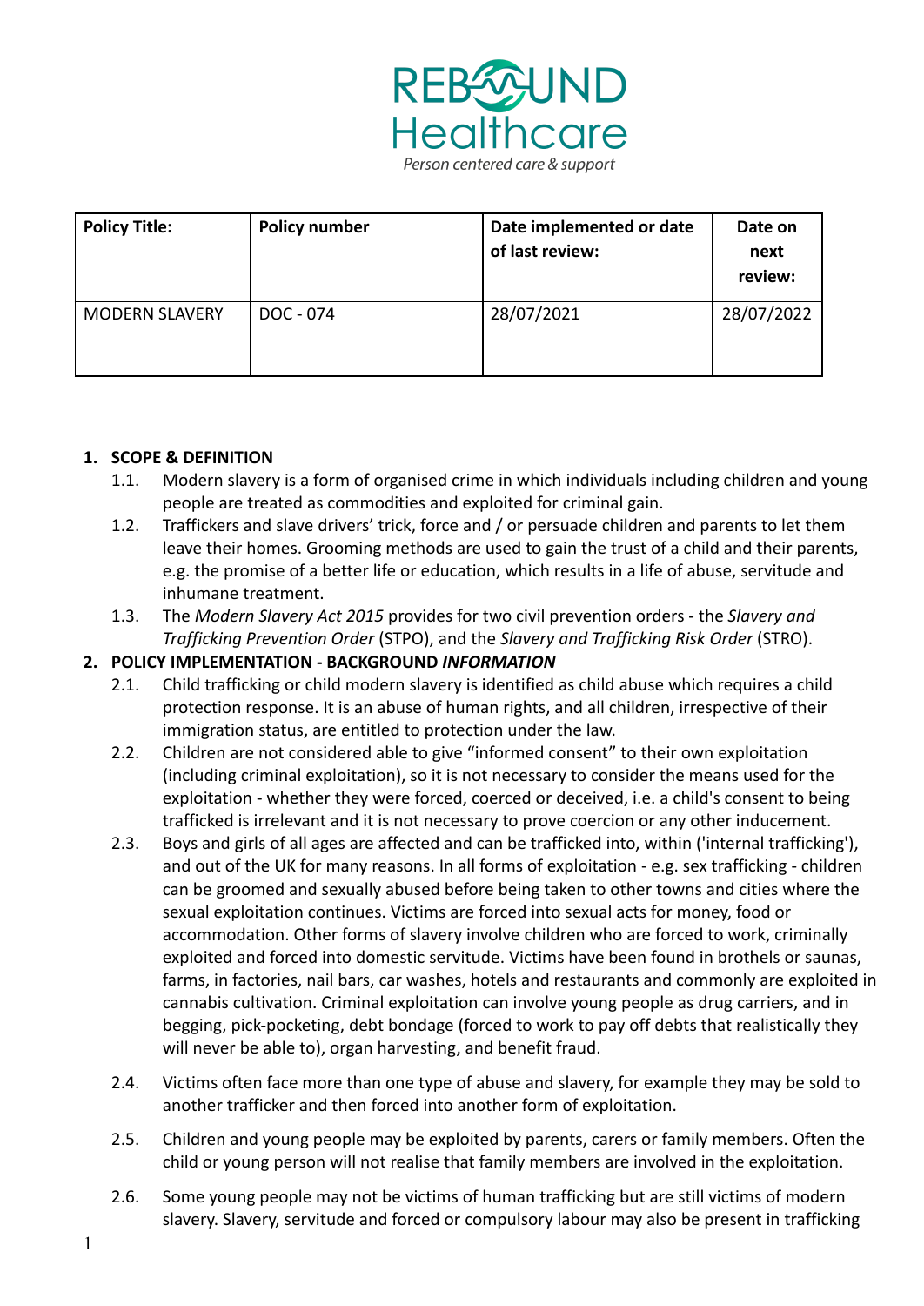REBOUND Healthcare

*Person centered care & support*

| Policy Title: | Policy number | Date implemented or date of last review: | Date on next review: |
|---|---|---|---|
| MODERN SLAVERY | DOC - 074 | 28/07/2021 | 28/07/2022 |

1. **SCOPE & DEFINITION**
    1.1. Modern slavery is a form of organised crime in which individuals including children and young people are treated as commodities and exploited for criminal gain.
    1.2. Traffickers and slave drivers' trick, force and / or persuade children and parents to let them leave their homes. Grooming methods are used to gain the trust of a child and their parents, e.g. the promise of a better life or education, which results in a life of abuse, servitude and inhumane treatment.
    1.3. The *Modern Slavery Act 2015* provides for two civil prevention orders - the *Slavery and Trafficking Prevention Order* (STPO), and the *Slavery and Trafficking Risk Order* (STRO).
2. **POLICY IMPLEMENTATION - BACKGROUND *INFORMATION***
    2.1. Child trafficking or child modern slavery is identified as child abuse which requires a child protection response. It is an abuse of human rights, and all children, irrespective of their immigration status, are entitled to protection under the law.
    2.2. Children are not considered able to give "informed consent" to their own exploitation (including criminal exploitation), so it is not necessary to consider the means used for the exploitation - whether they were forced, coerced or deceived, i.e. a child's consent to being trafficked is irrelevant and it is not necessary to prove coercion or any other inducement.
    2.3. Boys and girls of all ages are affected and can be trafficked into, within ('internal trafficking'), and out of the UK for many reasons. In all forms of exploitation - e.g. sex trafficking - children can be groomed and sexually abused before being taken to other towns and cities where the sexual exploitation continues. Victims are forced into sexual acts for money, food or accommodation. Other forms of slavery involve children who are forced to work, criminally exploited and forced into domestic servitude. Victims have been found in brothels or saunas, farms, in factories, nail bars, car washes, hotels and restaurants and commonly are exploited in cannabis cultivation. Criminal exploitation can involve young people as drug carriers, and in begging, pick-pocketing, debt bondage (forced to work to pay off debts that realistically they will never be able to), organ harvesting, and benefit fraud.
    2.4. Victims often face more than one type of abuse and slavery, for example they may be sold to another trafficker and then forced into another form of exploitation.
    2.5. Children and young people may be exploited by parents, carers or family members. Often the child or young person will not realise that family members are involved in the exploitation.
    2.6. Some young people may not be victims of human trafficking but are still victims of modern slavery. Slavery, servitude and forced or compulsory labour may also be present in trafficking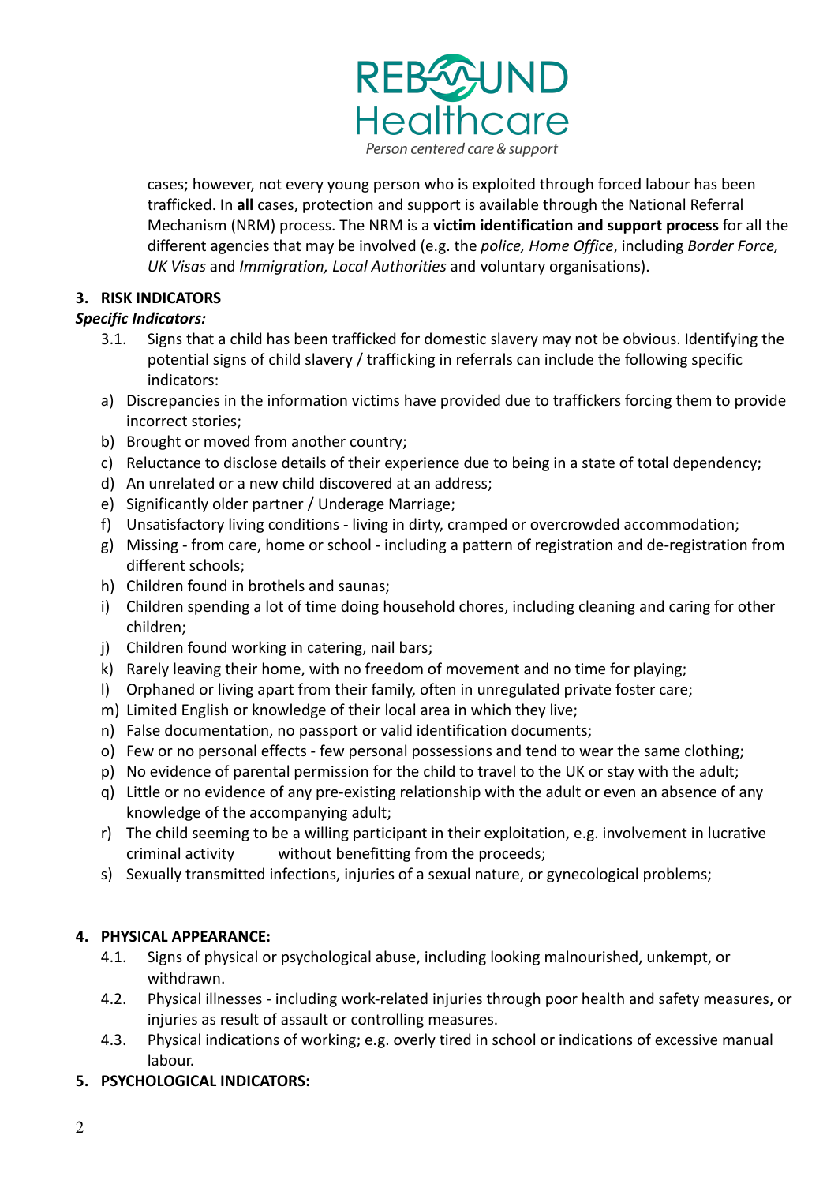cases; however, not every young person who is exploited through forced labour has been trafficked. In **all** cases, protection and support is available through the National Referral Mechanism (NRM) process. The NRM is a **victim identification and support process** for all the different agencies that may be involved (e.g. the *police, Home Office*, including *Border Force, UK Visas* and *Immigration, Local Authorities* and voluntary organisations).

## 3. RISK INDICATORS

***Specific Indicators:***

3.1. Signs that a child has been trafficked for domestic slavery may not be obvious. Identifying the potential signs of child slavery / trafficking in referrals can include the following specific indicators:

a) Discrepancies in the information victims have provided due to traffickers forcing them to provide incorrect stories;
b) Brought or moved from another country;
c) Reluctance to disclose details of their experience due to being in a state of total dependency;
d) An unrelated or a new child discovered at an address;
e) Significantly older partner / Underage Marriage;
f) Unsatisfactory living conditions - living in dirty, cramped or overcrowded accommodation;
g) Missing - from care, home or school - including a pattern of registration and de-registration from different schools;
h) Children found in brothels and saunas;
i) Children spending a lot of time doing household chores, including cleaning and caring for other children;
j) Children found working in catering, nail bars;
k) Rarely leaving their home, with no freedom of movement and no time for playing;
l) Orphaned or living apart from their family, often in unregulated private foster care;
m) Limited English or knowledge of their local area in which they live;
n) False documentation, no passport or valid identification documents;
o) Few or no personal effects - few personal possessions and tend to wear the same clothing;
p) No evidence of parental permission for the child to travel to the UK or stay with the adult;
q) Little or no evidence of any pre-existing relationship with the adult or even an absence of any knowledge of the accompanying adult;
r) The child seeming to be a willing participant in their exploitation, e.g. involvement in lucrative criminal activity without benefitting from the proceeds;
s) Sexually transmitted infections, injuries of a sexual nature, or gynecological problems;

## 4. PHYSICAL APPEARANCE:

4.1. Signs of physical or psychological abuse, including looking malnourished, unkempt, or withdrawn.

4.2. Physical illnesses - including work-related injuries through poor health and safety measures, or injuries as result of assault or controlling measures.

4.3. Physical indications of working; e.g. overly tired in school or indications of excessive manual labour.

## 5. PSYCHOLOGICAL INDICATORS: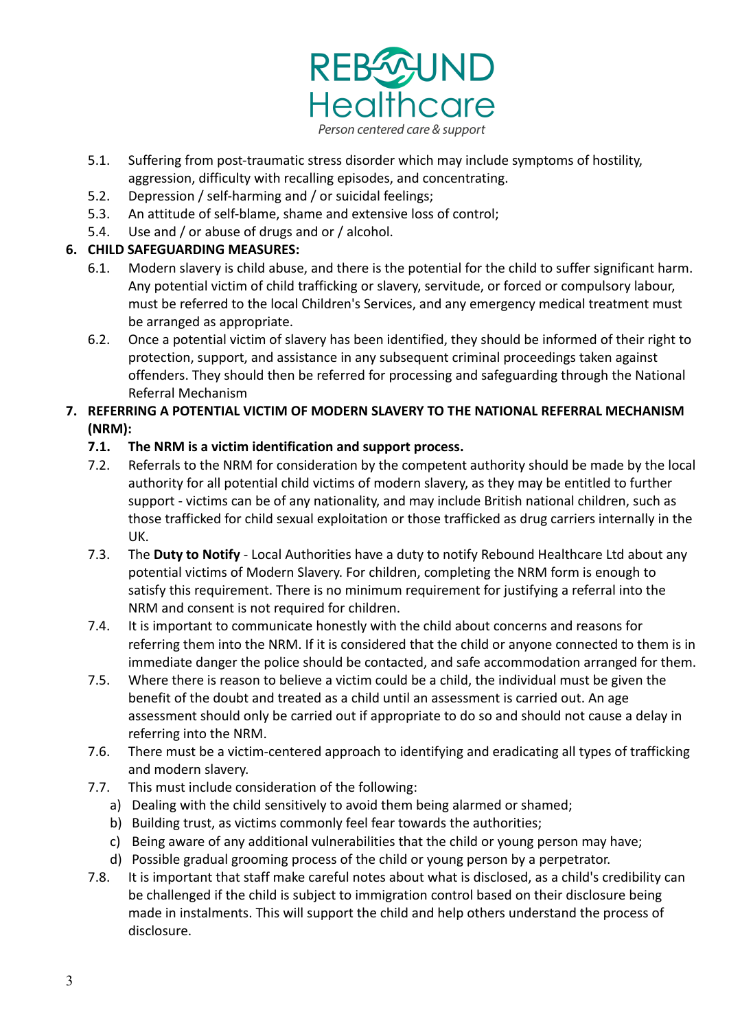5.1. Suffering from post-traumatic stress disorder which may include symptoms of hostility, aggression, difficulty with recalling episodes, and concentrating.
5.2. Depression / self-harming and / or suicidal feelings;
5.3. An attitude of self-blame, shame and extensive loss of control;
5.4. Use and / or abuse of drugs and or / alcohol.

**6. CHILD SAFEGUARDING MEASURES:**

6.1. Modern slavery is child abuse, and there is the potential for the child to suffer significant harm. Any potential victim of child trafficking or slavery, servitude, or forced or compulsory labour, must be referred to the local Children's Services, and any emergency medical treatment must be arranged as appropriate.
6.2. Once a potential victim of slavery has been identified, they should be informed of their right to protection, support, and assistance in any subsequent criminal proceedings taken against offenders. They should then be referred for processing and safeguarding through the National Referral Mechanism

**7. REFERRING A POTENTIAL VICTIM OF MODERN SLAVERY TO THE NATIONAL REFERRAL MECHANISM (NRM):**

**7.1. The NRM is a victim identification and support process.**
7.2. Referrals to the NRM for consideration by the competent authority should be made by the local authority for all potential child victims of modern slavery, as they may be entitled to further support - victims can be of any nationality, and may include British national children, such as those trafficked for child sexual exploitation or those trafficked as drug carriers internally in the UK.
7.3. The **Duty to Notify** - Local Authorities have a duty to notify Rebound Healthcare Ltd about any potential victims of Modern Slavery. For children, completing the NRM form is enough to satisfy this requirement. There is no minimum requirement for justifying a referral into the NRM and consent is not required for children.
7.4. It is important to communicate honestly with the child about concerns and reasons for referring them into the NRM. If it is considered that the child or anyone connected to them is in immediate danger the police should be contacted, and safe accommodation arranged for them.
7.5. Where there is reason to believe a victim could be a child, the individual must be given the benefit of the doubt and treated as a child until an assessment is carried out. An age assessment should only be carried out if appropriate to do so and should not cause a delay in referring into the NRM.
7.6. There must be a victim-centered approach to identifying and eradicating all types of trafficking and modern slavery.
7.7. This must include consideration of the following:

a) Dealing with the child sensitively to avoid them being alarmed or shamed;
b) Building trust, as victims commonly feel fear towards the authorities;
c) Being aware of any additional vulnerabilities that the child or young person may have;
d) Possible gradual grooming process of the child or young person by a perpetrator.

7.8. It is important that staff make careful notes about what is disclosed, as a child's credibility can be challenged if the child is subject to immigration control based on their disclosure being made in instalments. This will support the child and help others understand the process of disclosure.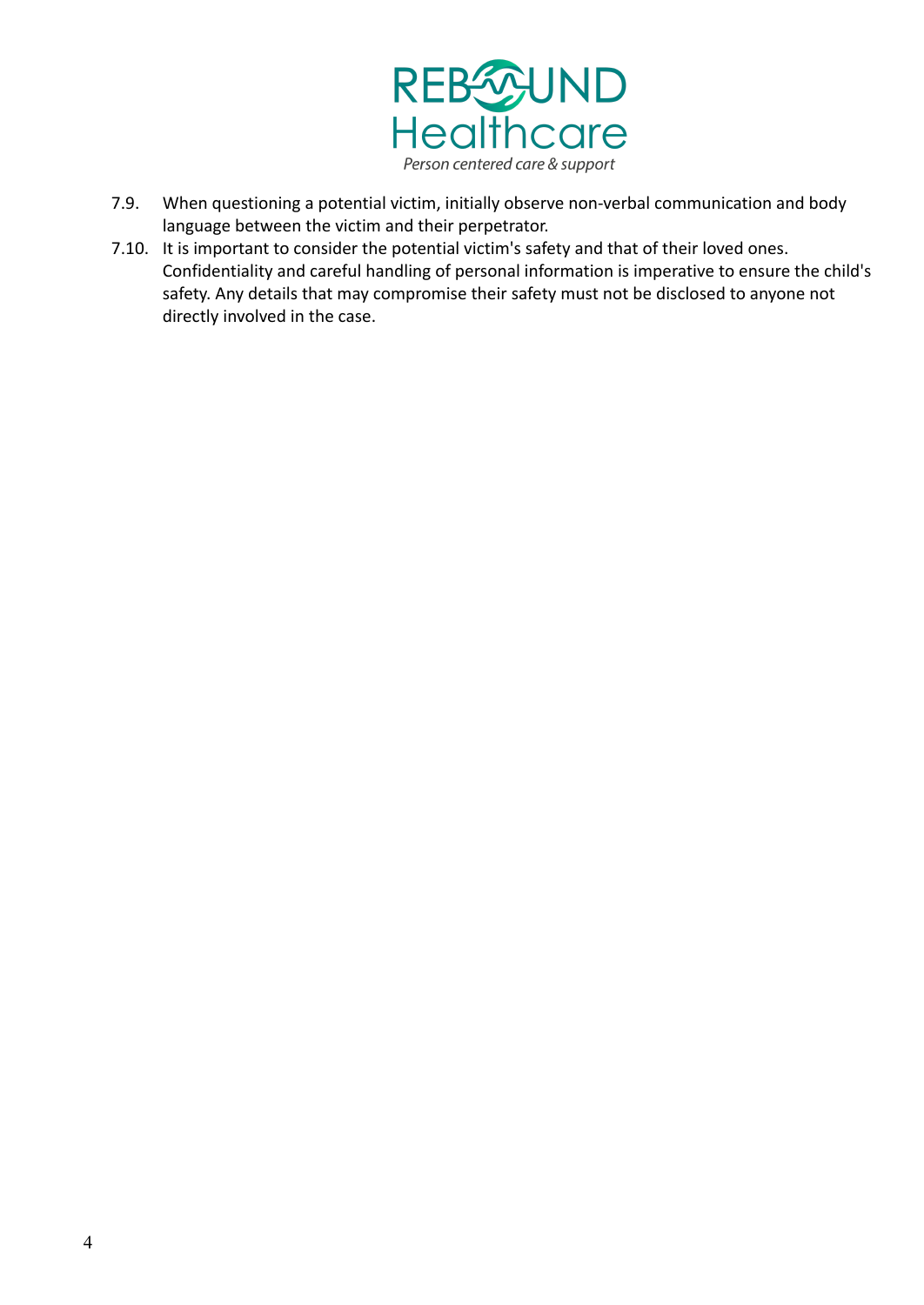7.9. When questioning a potential victim, initially observe non-verbal communication and body language between the victim and their perpetrator.

7.10. It is important to consider the potential victim's safety and that of their loved ones. Confidentiality and careful handling of personal information is imperative to ensure the child's safety. Any details that may compromise their safety must not be disclosed to anyone not directly involved in the case.